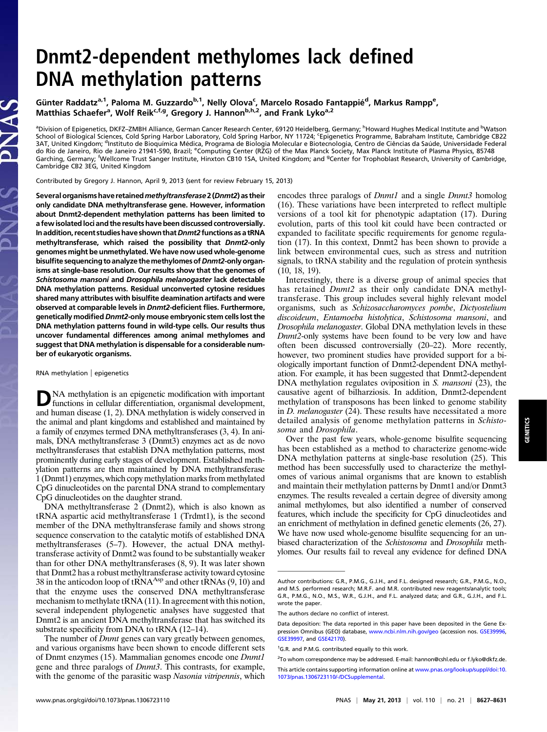# Dnmt2-dependent methylomes lack defined DNA methylation patterns

Günter Raddatz[a,1], Paloma M. Guzzardo[b,1], Nelly Olova[c], Marcelo Rosado Fantappié[d], Markus Rampp[e], Matthias Schaefer[a], Wolf Reik[c,f,g], Gregory J. Hannon[b,h,2], and Frank Lyko[a,2]

[a]Division of Epigenetics, DKFZ–ZMBH Alliance, German Cancer Research Center, 69120 Heidelberg, Germany; [h]Howard Hughes Medical Institute and [b]Watson School of Biological Sciences, Cold Spring Harbor Laboratory, Cold Spring Harbor, NY 11724; [c]Epigenetics Programme, Babraham Institute, Cambridge CB22 3AT, United Kingdom; [d]Instituto de Bioquímica Médica, Programa de Biologia Molecular e Biotecnologia, Centro de Ciências da Saúde, Universidade Federal do Rio de Janeiro, Rio de Janeiro 21941-590, Brazil; [e]Computing Center (RZG) of the Max Planck Society, Max Planck Institute of Plasma Physics, 85748 Garching, Germany; [f]Wellcome Trust Sanger Institute, Hinxton CB10 1SA, United Kingdom; and [g]Center for Trophoblast Research, University of Cambridge, Cambridge CB2 3EG, United Kingdom

Contributed by Gregory J. Hannon, April 9, 2013 (sent for review February 15, 2013)

**Several organisms have retained *methyltransferase 2* (*Dnmt2*) as their only candidate DNA methyltransferase gene. However, information about Dnmt2-dependent methylation patterns has been limited to a few isolated loci and the results have been discussed controversially. In addition, recent studies have shown that *Dnmt2* functions as a tRNA methyltransferase, which raised the possibility that *Dnmt2*-only genomes might be unmethylated. We have now used whole-genome bisulfite sequencing to analyze the methylomes of *Dnmt2*-only organisms at single-base resolution. Our results show that the genomes of *Schistosoma mansoni* and *Drosophila melanogaster* lack detectable DNA methylation patterns. Residual unconverted cytosine residues shared many attributes with bisulfite deamination artifacts and were observed at comparable levels in *Dnmt2*-deficient flies. Furthermore, genetically modified *Dnmt2*-only mouse embryonic stem cells lost the DNA methylation patterns found in wild-type cells. Our results thus uncover fundamental differences among animal methylomes and suggest that DNA methylation is dispensable for a considerable number of eukaryotic organisms.**

RNA methylation | epigenetics

DNA methylation is an epigenetic modification with important functions in cellular differentiation, organismal development, and human disease (1, 2). DNA methylation is widely conserved in the animal and plant kingdoms and established and maintained by a family of enzymes termed DNA methyltransferases (3, 4). In animals, DNA methyltransferase 3 (Dnmt3) enzymes act as de novo methyltransferases that establish DNA methylation patterns, most prominently during early stages of development. Established methylation patterns are then maintained by DNA methyltransferase 1 (Dnmt1) enzymes, which copy methylation marks from methylated CpG dinucleotides on the parental DNA strand to complementary CpG dinucleotides on the daughter strand.

DNA methyltransferase 2 (Dnmt2), which is also known as tRNA aspartic acid methyltransferase 1 (Trdmt1), is the second member of the DNA methyltransferase family and shows strong sequence conservation to the catalytic motifs of established DNA methyltransferases (5–7). However, the actual DNA methyltransferase activity of Dnmt2 was found to be substantially weaker than for other DNA methyltransferases (8, 9). It was later shown that Dnmt2 has a robust methyltransferase activity toward cytosine 38 in the anticodon loop of $tRNA^{Asp}$ and other tRNAs (9, 10) and that the enzyme uses the conserved DNA methyltransferase mechanism to methylate tRNA (11). In agreement with this notion, several independent phylogenetic analyses have suggested that Dnmt2 is an ancient DNA methyltransferase that has switched its substrate specificity from DNA to tRNA (12–14).

The number of *Dnmt* genes can vary greatly between genomes, and various organisms have been shown to encode different sets of Dnmt enzymes (15). Mammalian genomes encode one *Dnmt1* gene and three paralogs of *Dnmt3*. This contrasts, for example, with the genome of the parasitic wasp *Nasonia vitripennis*, which encodes three paralogs of *Dnmt1* and a single *Dnmt3* homolog (16). These variations have been interpreted to reflect multiple versions of a tool kit for phenotypic adaptation (17). During evolution, parts of this tool kit could have been contracted or expanded to facilitate specific requirements for genome regulation (17). In this context, Dnmt2 has been shown to provide a link between environmental cues, such as stress and nutrition signals, to tRNA stability and the regulation of protein synthesis (10, 18, 19).

Interestingly, there is a diverse group of animal species that has retained *Dnmt2* as their only candidate DNA methyltransferase. This group includes several highly relevant model organisms, such as *Schizosaccharomyces pombe*, *Dictyostelium discoideum*, *Entamoeba histolytica*, *Schistosoma mansoni*, and *Drosophila melanogaster*. Global DNA methylation levels in these *Dnmt2*-only systems have been found to be very low and have often been discussed controversially (20–22). More recently, however, two prominent studies have provided support for a biologically important function of Dnmt2-dependent DNA methylation. For example, it has been suggested that Dnmt2-dependent DNA methylation regulates oviposition in *S. mansoni* (23), the causative agent of bilharziosis. In addition, Dnmt2-dependent methylation of transposons has been linked to genome stability in *D. melanogaster* (24). These results have necessitated a more detailed analysis of genome methylation patterns in *Schistosoma* and *Drosophila*.

Over the past few years, whole-genome bisulfite sequencing has been established as a method to characterize genome-wide DNA methylation patterns at single-base resolution (25). This method has been successfully used to characterize the methylomes of various animal organisms that are known to establish and maintain their methylation patterns by Dnmt1 and/or Dnmt3 enzymes. The results revealed a certain degree of diversity among animal methylomes, but also identified a number of conserved features, which include the specificity for CpG dinucleotides and an enrichment of methylation in defined genetic elements (26, 27). We have now used whole-genome bisulfite sequencing for an unbiased characterization of the *Schistosoma* and *Drosophila* methylomes. Our results fail to reveal any evidence for defined DNA

Author contributions: G.R., P.M.G., G.J.H., and F.L. designed research; G.R., P.M.G., N.O., and M.S. performed research; M.R.F. and M.R. contributed new reagents/analytic tools; G.R., P.M.G., N.O., M.S., W.R., G.J.H., and F.L. analyzed data; and G.R., G.J.H., and F.L. wrote the paper.

The authors declare no conflict of interest.

Data deposition: The data reported in this paper have been deposited in the Gene Expression Omnibus (GEO) database, www.ncbi.nlm.nih.gov/geo (accession nos. GSE39996, GSE39997, and GSE42170).

[1]G.R. and P.M.G. contributed equally to this work.

[2]To whom correspondence may be addressed. E-mail: hannon@cshl.edu or f.lyko@dkfz.de.

This article contains supporting information online at www.pnas.org/lookup/suppl/doi:10.1073/pnas.1306723110/-/DCSupplemental.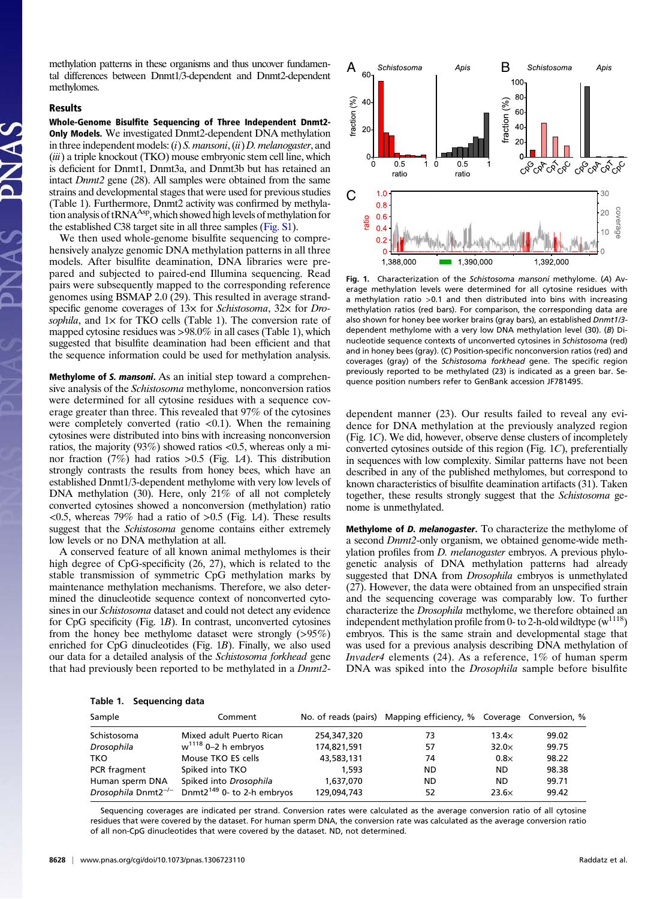methylation patterns in these organisms and thus uncover fundamental differences between Dnmt1/3-dependent and Dnmt2-dependent methylomes.

## Results

**Whole-Genome Bisulfite Sequencing of Three Independent Dnmt2-Only Models.** We investigated Dnmt2-dependent DNA methylation in three independent models: (*i*) *S. mansoni*, (*ii*) *D. melanogaster*, and (*iii*) a triple knockout (TKO) mouse embryonic stem cell line, which is deficient for Dnmt1, Dnmt3a, and Dnmt3b but has retained an intact *Dnmt2* gene (28). All samples were obtained from the same strains and developmental stages that were used for previous studies (Table 1). Furthermore, Dnmt2 activity was confirmed by methylation analysis of tRNA$^{Asp}$, which showed high levels of methylation for the established C38 target site in all three samples (Fig. S1).

We then used whole-genome bisulfite sequencing to comprehensively analyze genomic DNA methylation patterns in all three models. After bisulfite deamination, DNA libraries were prepared and subjected to paired-end Illumina sequencing. Read pairs were subsequently mapped to the corresponding reference genomes using BSMAP 2.0 (29). This resulted in average strand-specific genome coverages of 13× for *Schistosoma*, 32× for *Drosophila*, and 1× for TKO cells (Table 1). The conversion rate of mapped cytosine residues was >98.0% in all cases (Table 1), which suggested that bisulfite deamination had been efficient and that the sequence information could be used for methylation analysis.

**Methylome of *S. mansoni*.** As an initial step toward a comprehensive analysis of the *Schistosoma* methylome, nonconversion ratios were determined for all cytosine residues with a sequence coverage greater than three. This revealed that 97% of the cytosines were completely converted (ratio <0.1). When the remaining cytosines were distributed into bins with increasing nonconversion ratios, the majority (93%) showed ratios <0.5, whereas only a minor fraction (7%) had ratios >0.5 (Fig. 1*A*). This distribution strongly contrasts the results from honey bees, which have an established Dnmt1/3-dependent methylome with very low levels of DNA methylation (30). Here, only 21% of all not completely converted cytosines showed a nonconversion (methylation) ratio <0.5, whereas 79% had a ratio of >0.5 (Fig. 1*A*). These results suggest that the *Schistosoma* genome contains either extremely low levels or no DNA methylation at all.

A conserved feature of all known animal methylomes is their high degree of CpG-specificity (26, 27), which is related to the stable transmission of symmetric CpG methylation marks by maintenance methylation mechanisms. Therefore, we also determined the dinucleotide sequence context of nonconverted cytosines in our *Schistosoma* dataset and could not detect any evidence for CpG specificity (Fig. 1*B*). In contrast, unconverted cytosines from the honey bee methylome dataset were strongly (>95%) enriched for CpG dinucleotides (Fig. 1*B*). Finally, we also used our data for a detailed analysis of the *Schistosoma forkhead* gene that had previously been reported to be methylated in a *Dnmt2*-dependent manner (23). Our results failed to reveal any evidence for DNA methylation at the previously analyzed region (Fig. 1*C*). We did, however, observe dense clusters of incompletely converted cytosines outside of this region (Fig. 1*C*), preferentially in sequences with low complexity. Similar patterns have not been described in any of the published methylomes, but correspond to known characteristics of bisulfite deamination artifacts (31). Taken together, these results strongly suggest that the *Schistosoma* genome is unmethylated.

Fig. 1. Characterization of the *Schistosoma mansoni* methylome. (*A*) Average methylation levels were determined for all cytosine residues with a methylation ratio >0.1 and then distributed into bins with increasing methylation ratios (red bars). For comparison, the corresponding data are also shown for honey bee worker brains (gray bars), an established *Dnmt1/3*-dependent methylome with a very low DNA methylation level (30). (*B*) Dinucleotide sequence contexts of unconverted cytosines in *Schistosoma* (red) and in honey bees (gray). (*C*) Position-specific nonconversion ratios (red) and coverages (gray) of the *Schistosoma forkhead* gene. The specific region previously reported to be methylated (23) is indicated as a green bar. Sequence position numbers refer to GenBank accession JF781495.

**Methylome of *D. melanogaster*.** To characterize the methylome of a second *Dnmt2*-only organism, we obtained genome-wide methylation profiles from *D. melanogaster* embryos. A previous phylogenetic analysis of DNA methylation patterns had already suggested that DNA from *Drosophila* embryos is unmethylated (27). However, the data were obtained from an unspecified strain and the sequencing coverage was comparably low. To further characterize the *Drosophila* methylome, we therefore obtained an independent methylation profile from 0- to 2-h-old wildtype ($w^{1118}$) embryos. This is the same strain and developmental stage that was used for a previous analysis describing DNA methylation of *Invader4* elements (24). As a reference, 1% of human sperm DNA was spiked into the *Drosophila* sample before bisulfite

**Table 1. Sequencing data**

| Sample | Comment | No. of reads (pairs) | Mapping efficiency, % | Coverage | Conversion, % |
|---|---|---|---|---|---|
| Schistosoma | Mixed adult Puerto Rican | 254,347,320 | 73 | 13.4× | 99.02 |
| *Drosophila* | $w^{1118}$ 0–2 h embryos | 174,821,591 | 57 | 32.0× | 99.75 |
| TKO | Mouse TKO ES cells | 43,583,131 | 74 | 0.8× | 98.22 |
| PCR fragment | Spiked into TKO | 1,593 | ND | ND | 98.38 |
| Human sperm DNA | Spiked into *Drosophila* | 1,637,070 | ND | ND | 99.71 |
| *Drosophila* Dnmt2$^{-/-}$ | Dnmt2$^{149}$ 0- to 2-h embryos | 129,094,743 | 52 | 23.6× | 99.42 |

Sequencing coverages are indicated per strand. Conversion rates were calculated as the average conversion ratio of all cytosine residues that were covered by the dataset. For human sperm DNA, the conversion rate was calculated as the average conversion ratio of all non-CpG dinucleotides that were covered by the dataset. ND, not determined.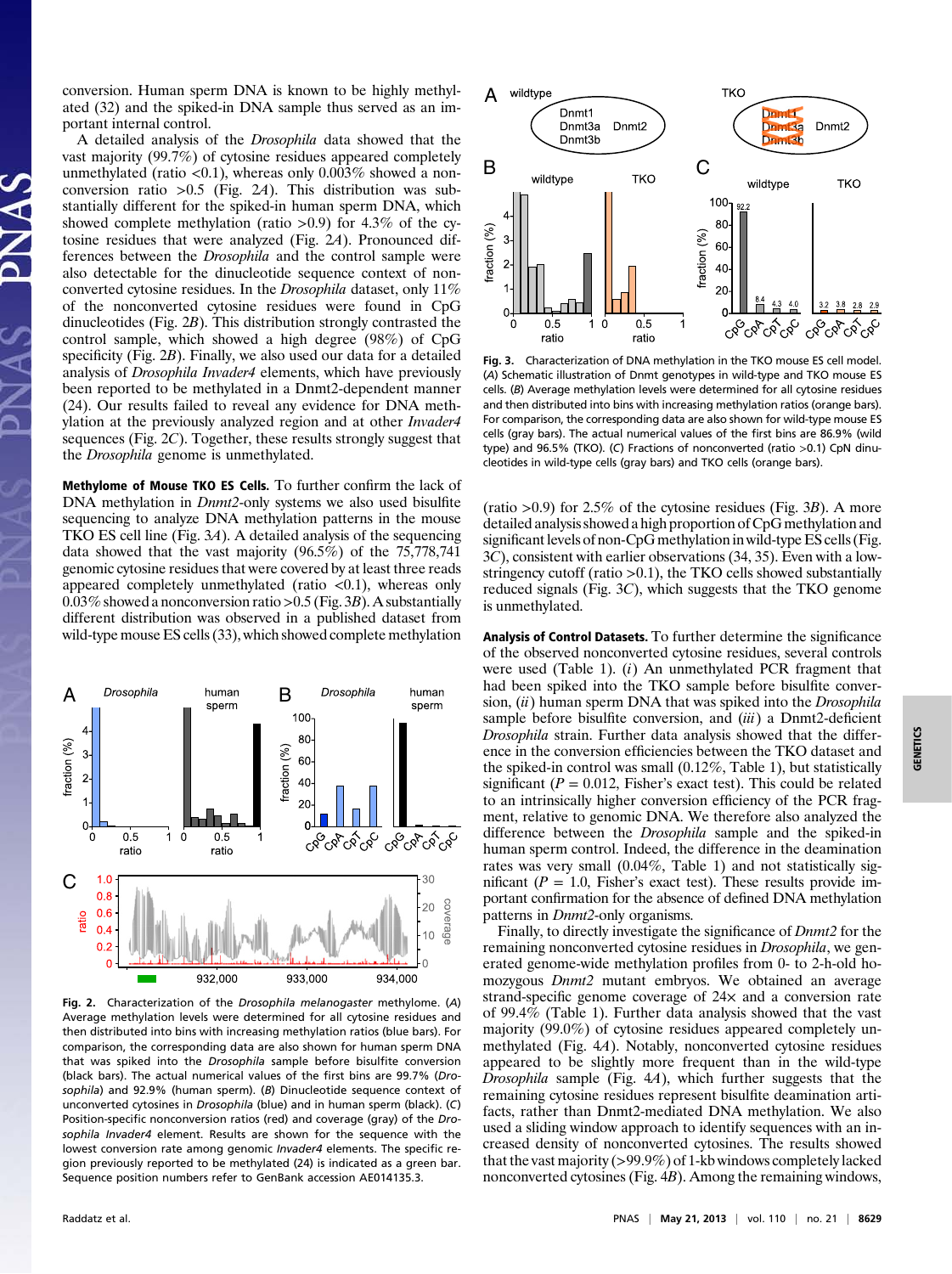conversion. Human sperm DNA is known to be highly methylated (32) and the spiked-in DNA sample thus served as an important internal control.

A detailed analysis of the *Drosophila* data showed that the vast majority (99.7%) of cytosine residues appeared completely unmethylated (ratio <0.1), whereas only 0.003% showed a nonconversion ratio >0.5 (Fig. 2*A*). This distribution was substantially different for the spiked-in human sperm DNA, which showed complete methylation (ratio >0.9) for 4.3% of the cytosine residues that were analyzed (Fig. 2*A*). Pronounced differences between the *Drosophila* and the control sample were also detectable for the dinucleotide sequence context of nonconverted cytosine residues. In the *Drosophila* dataset, only 11% of the nonconverted cytosine residues were found in CpG dinucleotides (Fig. 2*B*). This distribution strongly contrasted the control sample, which showed a high degree (98%) of CpG specificity (Fig. 2*B*). Finally, we also used our data for a detailed analysis of *Drosophila Invader4* elements, which have previously been reported to be methylated in a Dnmt2-dependent manner (24). Our results failed to reveal any evidence for DNA methylation at the previously analyzed region and at other *Invader4* sequences (Fig. 2*C*). Together, these results strongly suggest that the *Drosophila* genome is unmethylated.

**Methylome of Mouse TKO ES Cells.** To further confirm the lack of DNA methylation in *Dnmt2*-only systems we also used bisulfite sequencing to analyze DNA methylation patterns in the mouse TKO ES cell line (Fig. 3*A*). A detailed analysis of the sequencing data showed that the vast majority (96.5%) of the 75,778,741 genomic cytosine residues that were covered by at least three reads appeared completely unmethylated (ratio <0.1), whereas only 0.03% showed a nonconversion ratio >0.5 (Fig. 3*B*). A substantially different distribution was observed in a published dataset from wild-type mouse ES cells (33), which showed complete methylation

Fig. 2. Characterization of the *Drosophila melanogaster* methylome. (*A*) Average methylation levels were determined for all cytosine residues and then distributed into bins with increasing methylation ratios (blue bars). For comparison, the corresponding data are also shown for human sperm DNA that was spiked into the *Drosophila* sample before bisulfite conversion (black bars). The actual numerical values of the first bins are 99.7% (*Drosophila*) and 92.9% (human sperm). (*B*) Dinucleotide sequence context of unconverted cytosines in *Drosophila* (blue) and in human sperm (black). (*C*) Position-specific nonconversion ratios (red) and coverage (gray) of the *Drosophila Invader4* element. Results are shown for the sequence with the lowest conversion rate among genomic *Invader4* elements. The specific region previously reported to be methylated (24) is indicated as a green bar. Sequence position numbers refer to GenBank accession AE014135.3.

Fig. 3. Characterization of DNA methylation in the TKO mouse ES cell model. (*A*) Schematic illustration of Dnmt genotypes in wild-type and TKO mouse ES cells. (*B*) Average methylation levels were determined for all cytosine residues and then distributed into bins with increasing methylation ratios (orange bars). For comparison, the corresponding data are also shown for wild-type mouse ES cells (gray bars). The actual numerical values of the first bins are 86.9% (wild type) and 96.5% (TKO). (*C*) Fractions of nonconverted (ratio >0.1) CpN dinucleotides in wild-type cells (gray bars) and TKO cells (orange bars).

(ratio >0.9) for 2.5% of the cytosine residues (Fig. 3*B*). A more detailed analysis showed a high proportion of CpG methylation and significant levels of non-CpG methylation in wild-type ES cells (Fig. 3*C*), consistent with earlier observations (34, 35). Even with a low-stringency cutoff (ratio >0.1), the TKO cells showed substantially reduced signals (Fig. 3*C*), which suggests that the TKO genome is unmethylated.

**Analysis of Control Datasets.** To further determine the significance of the observed nonconverted cytosine residues, several controls were used (Table 1). (*i*) An unmethylated PCR fragment that had been spiked into the TKO sample before bisulfite conversion, (*ii*) human sperm DNA that was spiked into the *Drosophila* sample before bisulfite conversion, and (*iii*) a Dnmt2-deficient *Drosophila* strain. Further data analysis showed that the difference in the conversion efficiencies between the TKO dataset and the spiked-in control was small (0.12%, Table 1), but statistically significant ($P = 0.012$, Fisher's exact test). This could be related to an intrinsically higher conversion efficiency of the PCR fragment, relative to genomic DNA. We therefore also analyzed the difference between the *Drosophila* sample and the spiked-in human sperm control. Indeed, the difference in the deamination rates was very small (0.04%, Table 1) and not statistically significant ($P = 1.0$, Fisher's exact test). These results provide important confirmation for the absence of defined DNA methylation patterns in *Dnmt2*-only organisms.

Finally, to directly investigate the significance of *Dnmt2* for the remaining nonconverted cytosine residues in *Drosophila*, we generated genome-wide methylation profiles from 0- to 2-h-old homozygous *Dnmt2* mutant embryos. We obtained an average strand-specific genome coverage of 24× and a conversion rate of 99.4% (Table 1). Further data analysis showed that the vast majority (99.0%) of cytosine residues appeared completely unmethylated (Fig. 4*A*). Notably, nonconverted cytosine residues appeared to be slightly more frequent than in the wild-type *Drosophila* sample (Fig. 4*A*), which further suggests that the remaining cytosine residues represent bisulfite deamination artifacts, rather than Dnmt2-mediated DNA methylation. We also used a sliding window approach to identify sequences with an increased density of nonconverted cytosines. The results showed that the vast majority (>99.9%) of 1-kb windows completely lacked nonconverted cytosines (Fig. 4*B*). Among the remaining windows,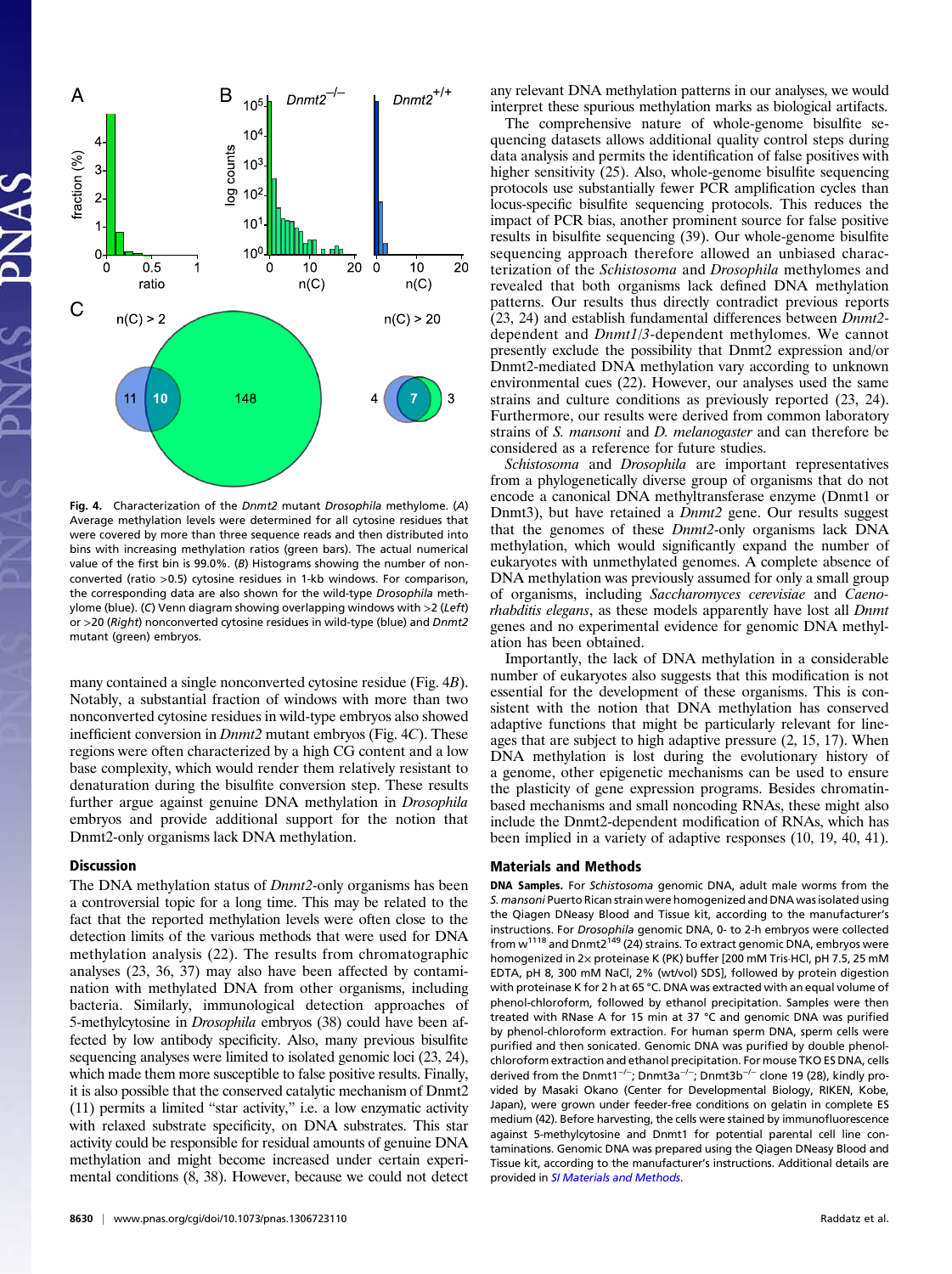Fig. 4. Characterization of the *Dnmt2* mutant *Drosophila* methylome. (*A*) Average methylation levels were determined for all cytosine residues that were covered by more than three sequence reads and then distributed into bins with increasing methylation ratios (green bars). The actual numerical value of the first bin is 99.0%. (*B*) Histograms showing the number of nonconverted (ratio >0.5) cytosine residues in 1-kb windows. For comparison, the corresponding data are also shown for the wild-type *Drosophila* methylome (blue). (*C*) Venn diagram showing overlapping windows with >2 (*Left*) or >20 (*Right*) nonconverted cytosine residues in wild-type (blue) and *Dnmt2* mutant (green) embryos.

many contained a single nonconverted cytosine residue (Fig. 4*B*). Notably, a substantial fraction of windows with more than two nonconverted cytosine residues in wild-type embryos also showed inefficient conversion in *Dnmt2* mutant embryos (Fig. 4*C*). These regions were often characterized by a high CG content and a low base complexity, which would render them relatively resistant to denaturation during the bisulfite conversion step. These results further argue against genuine DNA methylation in *Drosophila* embryos and provide additional support for the notion that Dnmt2-only organisms lack DNA methylation.

## Discussion

The DNA methylation status of *Dnmt2*-only organisms has been a controversial topic for a long time. This may be related to the fact that the reported methylation levels were often close to the detection limits of the various methods that were used for DNA methylation analysis (22). The results from chromatographic analyses (23, 36, 37) may also have been affected by contamination with methylated DNA from other organisms, including bacteria. Similarly, immunological detection approaches of 5-methylcytosine in *Drosophila* embryos (38) could have been affected by low antibody specificity. Also, many previous bisulfite sequencing analyses were limited to isolated genomic loci (23, 24), which made them more susceptible to false positive results. Finally, it is also possible that the conserved catalytic mechanism of Dnmt2 (11) permits a limited "star activity," i.e. a low enzymatic activity with relaxed substrate specificity, on DNA substrates. This star activity could be responsible for residual amounts of genuine DNA methylation and might become increased under certain experimental conditions (8, 38). However, because we could not detect any relevant DNA methylation patterns in our analyses, we would interpret these spurious methylation marks as biological artifacts.

The comprehensive nature of whole-genome bisulfite sequencing datasets allows additional quality control steps during data analysis and permits the identification of false positives with higher sensitivity (25). Also, whole-genome bisulfite sequencing protocols use substantially fewer PCR amplification cycles than locus-specific bisulfite sequencing protocols. This reduces the impact of PCR bias, another prominent source for false positive results in bisulfite sequencing (39). Our whole-genome bisulfite sequencing approach therefore allowed an unbiased characterization of the *Schistosoma* and *Drosophila* methylomes and revealed that both organisms lack defined DNA methylation patterns. Our results thus directly contradict previous reports (23, 24) and establish fundamental differences between *Dnmt2*-dependent and *Dnmt1/3*-dependent methylomes. We cannot presently exclude the possibility that Dnmt2 expression and/or Dnmt2-mediated DNA methylation vary according to unknown environmental cues (22). However, our analyses used the same strains and culture conditions as previously reported (23, 24). Furthermore, our results were derived from common laboratory strains of *S. mansoni* and *D. melanogaster* and can therefore be considered as a reference for future studies.

*Schistosoma* and *Drosophila* are important representatives from a phylogenetically diverse group of organisms that do not encode a canonical DNA methyltransferase enzyme (Dnmt1 or Dnmt3), but have retained a *Dnmt2* gene. Our results suggest that the genomes of these *Dnmt2*-only organisms lack DNA methylation, which would significantly expand the number of eukaryotes with unmethylated genomes. A complete absence of DNA methylation was previously assumed for only a small group of organisms, including *Saccharomyces cerevisiae* and *Caenorhabditis elegans*, as these models apparently have lost all *Dnmt* genes and no experimental evidence for genomic DNA methylation has been obtained.

Importantly, the lack of DNA methylation in a considerable number of eukaryotes also suggests that this modification is not essential for the development of these organisms. This is consistent with the notion that DNA methylation has conserved adaptive functions that might be particularly relevant for lineages that are subject to high adaptive pressure (2, 15, 17). When DNA methylation is lost during the evolutionary history of a genome, other epigenetic mechanisms can be used to ensure the plasticity of gene expression programs. Besides chromatin-based mechanisms and small noncoding RNAs, these might also include the Dnmt2-dependent modification of RNAs, which has been implied in a variety of adaptive responses (10, 19, 40, 41).

## Materials and Methods

**DNA Samples.** For *Schistosoma* genomic DNA, adult male worms from the *S. mansoni* Puerto Rican strain were homogenized and DNA was isolated using the Qiagen DNeasy Blood and Tissue kit, according to the manufacturer's instructions. For *Drosophila* genomic DNA, 0- to 2-h embryos were collected from w[1118] and Dnmt2[149] (24) strains. To extract genomic DNA, embryos were homogenized in 2× proteinase K (PK) buffer [200 mM Tris·HCl, pH 7.5, 25 mM EDTA, pH 8, 300 mM NaCl, 2% (wt/vol) SDS], followed by protein digestion with proteinase K for 2 h at 65 °C. DNA was extracted with an equal volume of phenol-chloroform, followed by ethanol precipitation. Samples were then treated with RNase A for 15 min at 37 °C and genomic DNA was purified by phenol-chloroform extraction. For human sperm DNA, sperm cells were purified and then sonicated. Genomic DNA was purified by double phenol-chloroform extraction and ethanol precipitation. For mouse TKO ES DNA, cells derived from the Dnmt1$^{-/-}$; Dnmt3a$^{-/-}$; Dnmt3b$^{-/-}$ clone 19 (28), kindly provided by Masaki Okano (Center for Developmental Biology, RIKEN, Kobe, Japan), were grown under feeder-free conditions on gelatin in complete ES medium (42). Before harvesting, the cells were stained by immunofluorescence against 5-methylcytosine and Dnmt1 for potential parental cell line contaminations. Genomic DNA was prepared using the Qiagen DNeasy Blood and Tissue kit, according to the manufacturer's instructions. Additional details are provided in *SI Materials and Methods*.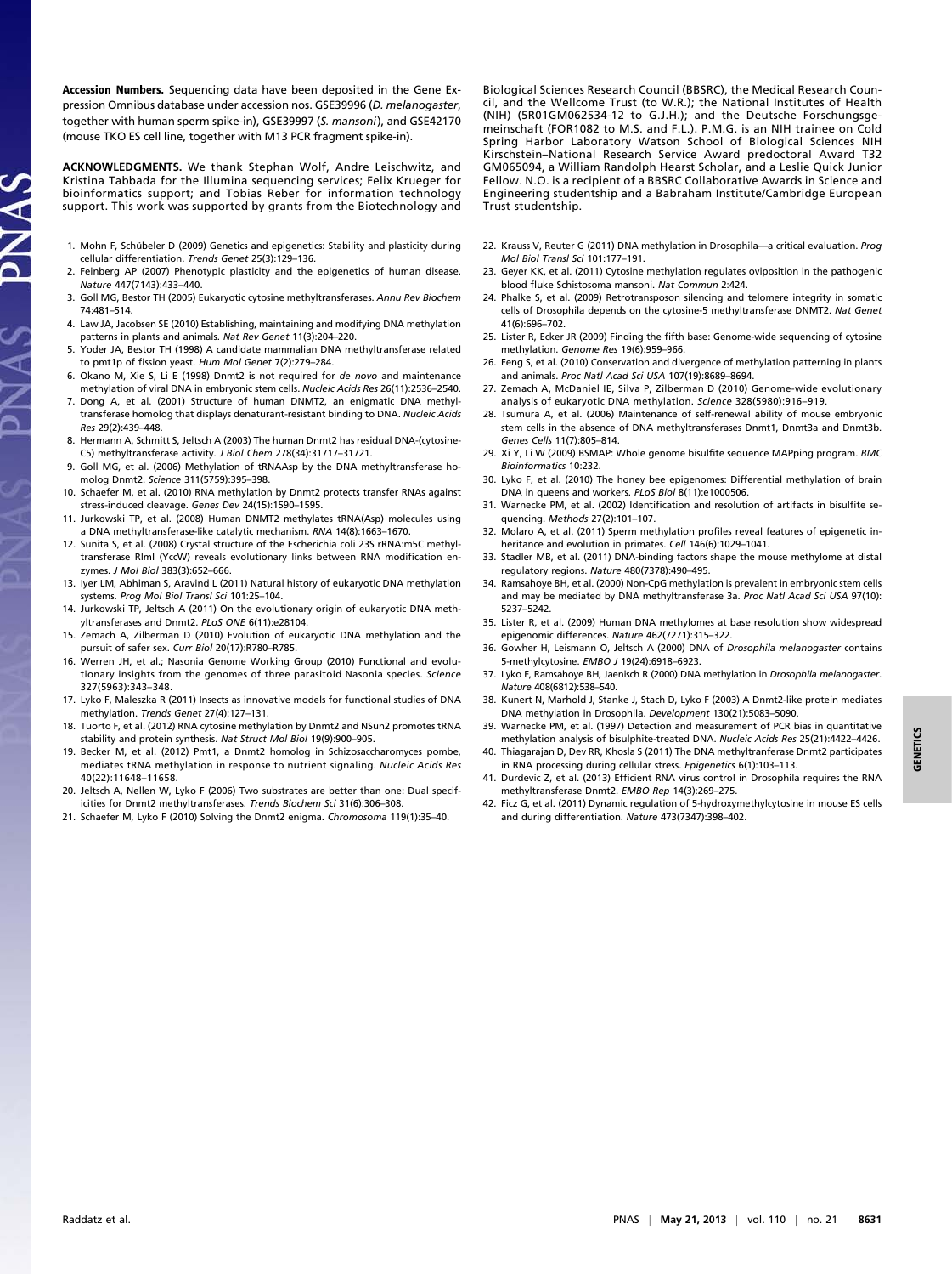**Accession Numbers.** Sequencing data have been deposited in the Gene Expression Omnibus database under accession nos. GSE39996 (*D. melanogaster*, together with human sperm spike-in), GSE39997 (*S. mansoni*), and GSE42170 (mouse TKO ES cell line, together with M13 PCR fragment spike-in).

**ACKNOWLEDGMENTS.** We thank Stephan Wolf, Andre Leischwitz, and Kristina Tabbada for the Illumina sequencing services; Felix Krueger for bioinformatics support; and Tobias Reber for information technology support. This work was supported by grants from the Biotechnology and Biological Sciences Research Council (BBSRC), the Medical Research Council, and the Wellcome Trust (to W.R.); the National Institutes of Health (NIH) (5R01GM062534-12 to G.J.H.); and the Deutsche Forschungsgemeinschaft (FOR1082 to M.S. and F.L.). P.M.G. is an NIH trainee on Cold Spring Harbor Laboratory Watson School of Biological Sciences NIH Kirschstein–National Research Service Award predoctoral Award T32 GM065094, a William Randolph Hearst Scholar, and a Leslie Quick Junior Fellow. N.O. is a recipient of a BBSRC Collaborative Awards in Science and Engineering studentship and a Babraham Institute/Cambridge European Trust studentship.

1. Mohn F, Schübeler D (2009) Genetics and epigenetics: Stability and plasticity during cellular differentiation. *Trends Genet* 25(3):129–136.
2. Feinberg AP (2007) Phenotypic plasticity and the epigenetics of human disease. *Nature* 447(7143):433–440.
3. Goll MG, Bestor TH (2005) Eukaryotic cytosine methyltransferases. *Annu Rev Biochem* 74:481–514.
4. Law JA, Jacobsen SE (2010) Establishing, maintaining and modifying DNA methylation patterns in plants and animals. *Nat Rev Genet* 11(3):204–220.
5. Yoder JA, Bestor TH (1998) A candidate mammalian DNA methyltransferase related to pmt1p of fission yeast. *Hum Mol Genet* 7(2):279–284.
6. Okano M, Xie S, Li E (1998) Dnmt2 is not required for *de novo* and maintenance methylation of viral DNA in embryonic stem cells. *Nucleic Acids Res* 26(11):2536–2540.
7. Dong A, et al. (2001) Structure of human DNMT2, an enigmatic DNA methyltransferase homolog that displays denaturant-resistant binding to DNA. *Nucleic Acids Res* 29(2):439–448.
8. Hermann A, Schmitt S, Jeltsch A (2003) The human Dnmt2 has residual DNA-(cytosine-C5) methyltransferase activity. *J Biol Chem* 278(34):31717–31721.
9. Goll MG, et al. (2006) Methylation of tRNAAsp by the DNA methyltransferase homolog Dnmt2. *Science* 311(5759):395–398.
10. Schaefer M, et al. (2010) RNA methylation by Dnmt2 protects transfer RNAs against stress-induced cleavage. *Genes Dev* 24(15):1590–1595.
11. Jurkowski TP, et al. (2008) Human DNMT2 methylates tRNA(Asp) molecules using a DNA methyltransferase-like catalytic mechanism. *RNA* 14(8):1663–1670.
12. Sunita S, et al. (2008) Crystal structure of the Escherichia coli 23S rRNA:m5C methyltransferase RlmI (YccW) reveals evolutionary links between RNA modification enzymes. *J Mol Biol* 383(3):652–666.
13. Iyer LM, Abhiman S, Aravind L (2011) Natural history of eukaryotic DNA methylation systems. *Prog Mol Biol Transl Sci* 101:25–104.
14. Jurkowski TP, Jeltsch A (2011) On the evolutionary origin of eukaryotic DNA methyltransferases and Dnmt2. *PLoS ONE* 6(11):e28104.
15. Zemach A, Zilberman D (2010) Evolution of eukaryotic DNA methylation and the pursuit of safer sex. *Curr Biol* 20(17):R780–R785.
16. Werren JH, et al.; Nasonia Genome Working Group (2010) Functional and evolutionary insights from the genomes of three parasitoid Nasonia species. *Science* 327(5963):343–348.
17. Lyko F, Maleszka R (2011) Insects as innovative models for functional studies of DNA methylation. *Trends Genet* 27(4):127–131.
18. Tuorto F, et al. (2012) RNA cytosine methylation by Dnmt2 and NSun2 promotes tRNA stability and protein synthesis. *Nat Struct Mol Biol* 19(9):900–905.
19. Becker M, et al. (2012) Pmt1, a Dnmt2 homolog in Schizosaccharomyces pombe, mediates tRNA methylation in response to nutrient signaling. *Nucleic Acids Res* 40(22):11648–11658.
20. Jeltsch A, Nellen W, Lyko F (2006) Two substrates are better than one: Dual specificities for Dnmt2 methyltransferases. *Trends Biochem Sci* 31(6):306–308.
21. Schaefer M, Lyko F (2010) Solving the Dnmt2 enigma. *Chromosoma* 119(1):35–40.
22. Krauss V, Reuter G (2011) DNA methylation in Drosophila—a critical evaluation. *Prog Mol Biol Transl Sci* 101:177–191.
23. Geyer KK, et al. (2011) Cytosine methylation regulates oviposition in the pathogenic blood fluke Schistosoma mansoni. *Nat Commun* 2:424.
24. Phalke S, et al. (2009) Retrotransposon silencing and telomere integrity in somatic cells of Drosophila depends on the cytosine-5 methyltransferase DNMT2. *Nat Genet* 41(6):696–702.
25. Lister R, Ecker JR (2009) Finding the fifth base: Genome-wide sequencing of cytosine methylation. *Genome Res* 19(6):959–966.
26. Feng S, et al. (2010) Conservation and divergence of methylation patterning in plants and animals. *Proc Natl Acad Sci USA* 107(19):8689–8694.
27. Zemach A, McDaniel IE, Silva P, Zilberman D (2010) Genome-wide evolutionary analysis of eukaryotic DNA methylation. *Science* 328(5980):916–919.
28. Tsumura A, et al. (2006) Maintenance of self-renewal ability of mouse embryonic stem cells in the absence of DNA methyltransferases Dnmt1, Dnmt3a and Dnmt3b. *Genes Cells* 11(7):805–814.
29. Xi Y, Li W (2009) BSMAP: Whole genome bisulfite sequence MAPping program. *BMC Bioinformatics* 10:232.
30. Lyko F, et al. (2010) The honey bee epigenomes: Differential methylation of brain DNA in queens and workers. *PLoS Biol* 8(11):e1000506.
31. Warnecke PM, et al. (2002) Identification and resolution of artifacts in bisulfite sequencing. *Methods* 27(2):101–107.
32. Molaro A, et al. (2011) Sperm methylation profiles reveal features of epigenetic inheritance and evolution in primates. *Cell* 146(6):1029–1041.
33. Stadler MB, et al. (2011) DNA-binding factors shape the mouse methylome at distal regulatory regions. *Nature* 480(7378):490–495.
34. Ramsahoye BH, et al. (2000) Non-CpG methylation is prevalent in embryonic stem cells and may be mediated by DNA methyltransferase 3a. *Proc Natl Acad Sci USA* 97(10): 5237–5242.
35. Lister R, et al. (2009) Human DNA methylomes at base resolution show widespread epigenomic differences. *Nature* 462(7271):315–322.
36. Gowher H, Leismann O, Jeltsch A (2000) DNA of *Drosophila melanogaster* contains 5-methylcytosine. *EMBO J* 19(24):6918–6923.
37. Lyko F, Ramsahoye BH, Jaenisch R (2000) DNA methylation in *Drosophila melanogaster*. *Nature* 408(6812):538–540.
38. Kunert N, Marhold J, Stanke J, Stach D, Lyko F (2003) A Dnmt2-like protein mediates DNA methylation in Drosophila. *Development* 130(21):5083–5090.
39. Warnecke PM, et al. (1997) Detection and measurement of PCR bias in quantitative methylation analysis of bisulphite-treated DNA. *Nucleic Acids Res* 25(21):4422–4426.
40. Thiagarajan D, Dev RR, Khosla S (2011) The DNA methyltranferase Dnmt2 participates in RNA processing during cellular stress. *Epigenetics* 6(1):103–113.
41. Durdevic Z, et al. (2013) Efficient RNA virus control in Drosophila requires the RNA methyltransferase Dnmt2. *EMBO Rep* 14(3):269–275.
42. Ficz G, et al. (2011) Dynamic regulation of 5-hydroxymethylcytosine in mouse ES cells and during differentiation. *Nature* 473(7347):398–402.